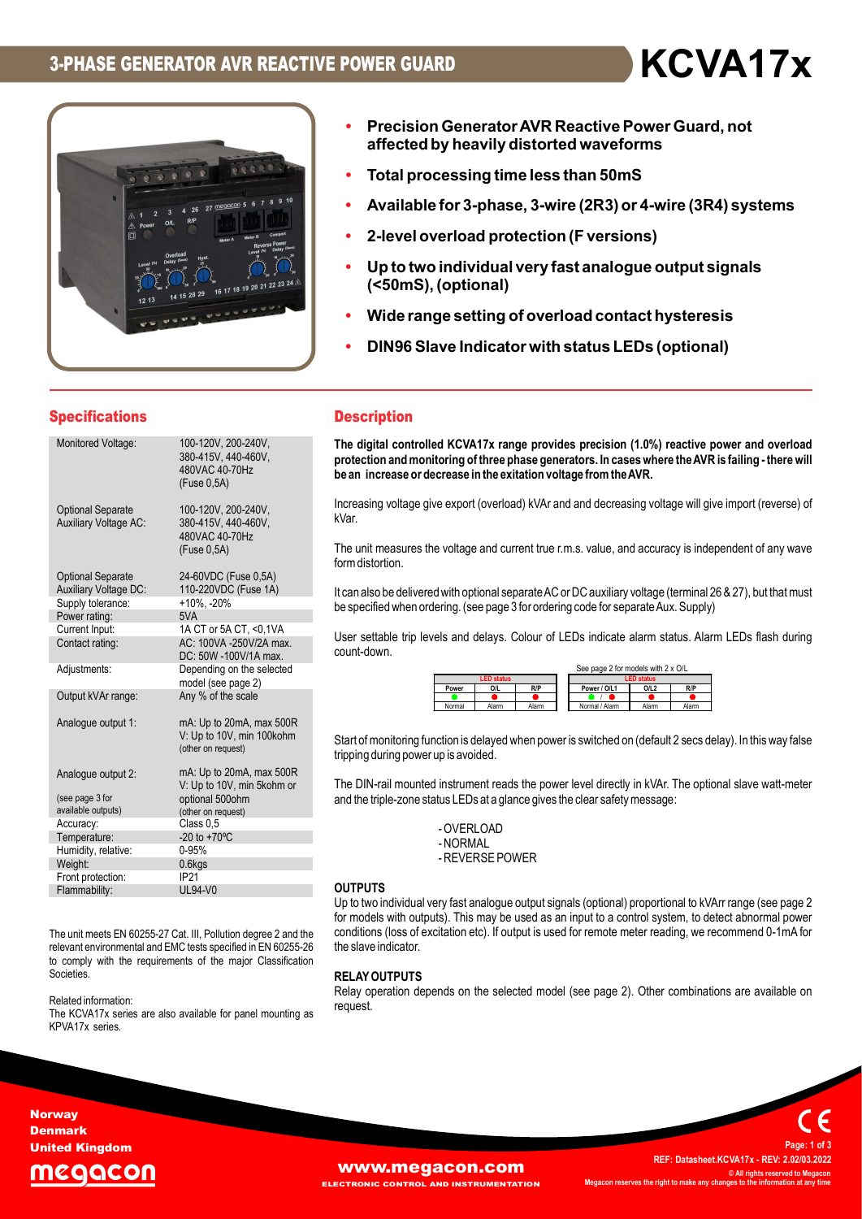# 3-PHASE GENERATOR AVR REACTIVE POWER GUARD

# KCVA17x

- **Precision Generator AVR Reactive Power Guard, not affected by heavily distorted waveforms**
- **Total processing time less than 50mS**
- **Available for 3-phase, 3-wire (2R3) or 4-wire (3R4) systems**
- **2-level overload protection (F versions)**
- **Up to two individual very fast analogue output signals (<50mS), (optional)**
- **Wide range setting of overload contact hysteresis**
- **DIN96 Slave Indicator with status LEDs (optional)**

## Specifications

| | |
|---|---|
| Monitored Voltage: | 100-120V, 200-240V, 380-415V, 440-460V, 480VAC 40-70Hz (Fuse 0,5A) |
| Optional Separate Auxiliary Voltage AC: | 100-120V, 200-240V, 380-415V, 440-460V, 480VAC 40-70Hz (Fuse 0,5A) |
| Optional Separate Auxiliary Voltage DC: | 24-60VDC (Fuse 0,5A) 110-220VDC (Fuse 1A) |
| Supply tolerance: | +10%, -20% |
| Power rating: | 5VA |
| Current Input: | 1A CT or 5A CT, <0,1VA |
| Contact rating: | AC: 100VA -250V/2A max. DC: 50W -100V/1A max. |
| Adjustments: | Depending on the selected model (see page 2) |
| Output kVAr range: | Any % of the scale |
| Analogue output 1: | mA: Up to 20mA, max 500R V: Up to 10V, min 100kohm (other on request) |
| Analogue output 2: (see page 3 for available outputs) | mA: Up to 20mA, max 500R V: Up to 10V, min 5kohm or optional 500ohm (other on request) |
| Accuracy: | Class 0,5 |
| Temperature: | -20 to +70ºC |
| Humidity, relative: | 0-95% |
| Weight: | 0.6kgs |
| Front protection: | IP21 |
| Flammability: | UL94-V0 |

The unit meets EN 60255-27 Cat. III, Pollution degree 2 and the relevant environmental and EMC tests specified in EN 60255-26 to comply with the requirements of the major Classification Societies.

Related information:
The KCVA17x series are also available for panel mounting as KPVA17x series.

## Description

**The digital controlled KCVA17x range provides precision (1.0%) reactive power and overload protection and monitoring of three phase generators. In cases where the AVR is failing - there will be an increase or decrease in the exitation voltage from the AVR.**

Increasing voltage give export (overload) kVAr and and decreasing voltage will give import (reverse) of kVar.

The unit measures the voltage and current true r.m.s. value, and accuracy is independent of any wave form distortion.

It can also be delivered with optional separate AC or DC auxiliary voltage (terminal 26 & 27), but that must be specified when ordering. (see page 3 for ordering code for separate Aux. Supply)

User settable trip levels and delays. Colour of LEDs indicate alarm status. Alarm LEDs flash during count-down.

| LED status | | |
|---|---|---|
| Power | O/L | R/P |
| ● (green) | ● (red) | ● (red) |
| Normal | Alarm | Alarm |

See page 2 for models with 2 x O/L

| LED status | | |
|---|---|---|
| Power / O/L1 | O/L2 | R/P |
| ● (green) / ● (red) | ● (red) | ● (red) |
| Normal / Alarm | Alarm | Alarm |

Start of monitoring function is delayed when power is switched on (default 2 secs delay). In this way false tripping during power up is avoided.

The DIN-rail mounted instrument reads the power level directly in kVAr. The optional slave watt-meter and the triple-zone status LEDs at a glance gives the clear safety message:

- OVERLOAD
- NORMAL
- REVERSE POWER

**OUTPUTS**

Up to two individual very fast analogue output signals (optional) proportional to kVArr range (see page 2 for models with outputs). This may be used as an input to a control system, to detect abnormal power conditions (loss of excitation etc). If output is used for remote meter reading, we recommend 0-1mA for the slave indicator.

**RELAY OUTPUTS**

Relay operation depends on the selected model (see page 2). Other combinations are available on request.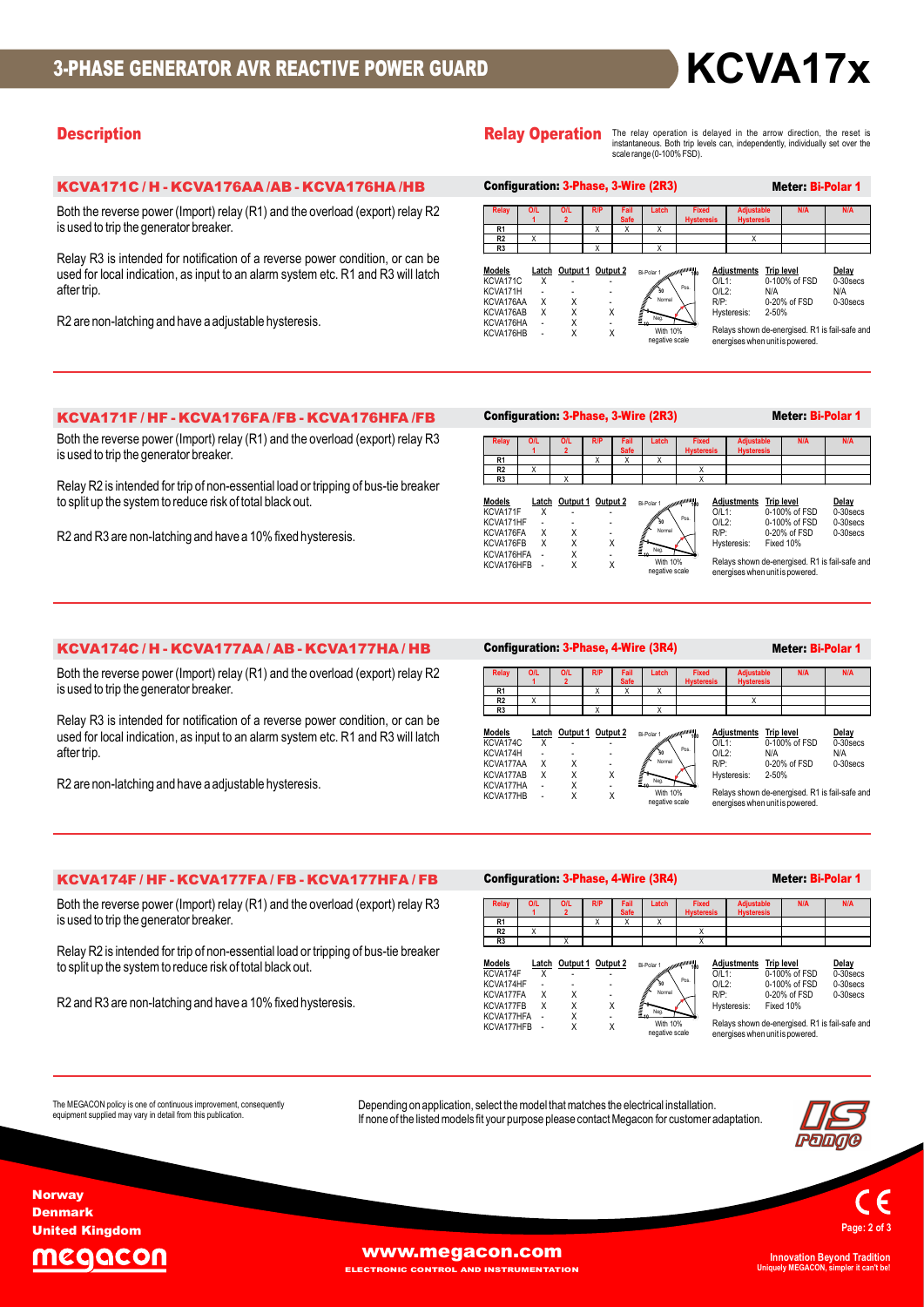# 3-PHASE GENERATOR AVR REACTIVE POWER GUARD

# KCVA17x

## Description

## Relay Operation

The relay operation is delayed in the arrow direction, the reset is instantaneous. Both trip levels can, independently, individually set over the scale range (0-100% FSD).

### KCVA171C / H - KCVA176AA /AB - KCVA176HA /HB

Both the reverse power (Import) relay (R1) and the overload (export) relay R2 is used to trip the generator breaker.

Relay R3 is intended for notification of a reverse power condition, or can be used for local indication, as input to an alarm system etc. R1 and R3 will latch after trip.

R2 are non-latching and have a adjustable hysteresis.

**Configuration: 3-Phase, 3-Wire (2R3)** — **Meter: Bi-Polar 1**

| Relay | O/L 1 | O/L 2 | R/P | Fail Safe | Latch | Fixed Hysteresis | Adjustable Hysteresis | N/A | N/A |
|---|---|---|---|---|---|---|---|---|---|
| R1 | | | X | X | X | | | | |
| R2 | X | | | | | | X | | |
| R3 | | | X | | X | | | | |

| Models | Latch | Output 1 | Output 2 |
|---|---|---|---|
| KCVA171C | X | - | - |
| KCVA171H | - | - | - |
| KCVA176AA | X | X | - |
| KCVA176AB | X | X | X |
| KCVA176HA | - | X | - |
| KCVA176HB | - | X | X |

Bi-Polar 1: With 10% negative scale

| Adjustments | Trip level | Delay |
|---|---|---|
| O/L1: | 0-100% of FSD | 0-30secs |
| O/L2: | N/A | N/A |
| R/P: | 0-20% of FSD | 0-30secs |
| Hysteresis: | 2-50% | |

Relays shown de-energised. R1 is fail-safe and energises when unit is powered.

### KCVA171F / HF - KCVA176FA /FB - KCVA176HFA /FB

Both the reverse power (Import) relay (R1) and the overload (export) relay R3 is used to trip the generator breaker.

Relay R2 is intended for trip of non-essential load or tripping of bus-tie breaker to split up the system to reduce risk of total black out.

R2 and R3 are non-latching and have a 10% fixed hysteresis.

**Configuration: 3-Phase, 3-Wire (2R3)** — **Meter: Bi-Polar 1**

| Relay | O/L 1 | O/L 2 | R/P | Fail Safe | Latch | Fixed Hysteresis | Adjustable Hysteresis | N/A | N/A |
|---|---|---|---|---|---|---|---|---|---|
| R1 | | | X | X | X | | | | |
| R2 | X | | | | | X | | | |
| R3 | | X | | | | X | | | |

| Models | Latch | Output 1 | Output 2 |
|---|---|---|---|
| KCVA171F | X | - | - |
| KCVA171HF | - | - | - |
| KCVA176FA | X | X | - |
| KCVA176FB | X | X | X |
| KCVA176HFA | - | X | - |
| KCVA176HFB | - | X | X |

Bi-Polar 1: With 10% negative scale

| Adjustments | Trip level | Delay |
|---|---|---|
| O/L1: | 0-100% of FSD | 0-30secs |
| O/L2: | 0-100% of FSD | 0-30secs |
| R/P: | 0-20% of FSD | 0-30secs |
| Hysteresis: | Fixed 10% | |

Relays shown de-energised. R1 is fail-safe and energises when unit is powered.

### KCVA174C / H - KCVA177AA / AB - KCVA177HA / HB

Both the reverse power (Import) relay (R1) and the overload (export) relay R2 is used to trip the generator breaker.

Relay R3 is intended for notification of a reverse power condition, or can be used for local indication, as input to an alarm system etc. R1 and R3 will latch after trip.

R2 are non-latching and have a adjustable hysteresis.

**Configuration: 3-Phase, 4-Wire (3R4)** — **Meter: Bi-Polar 1**

| Relay | O/L 1 | O/L 2 | R/P | Fail Safe | Latch | Fixed Hysteresis | Adjustable Hysteresis | N/A | N/A |
|---|---|---|---|---|---|---|---|---|---|
| R1 | | | X | X | X | | | | |
| R2 | X | | | | | | X | | |
| R3 | | | X | | X | | | | |

| Models | Latch | Output 1 | Output 2 |
|---|---|---|---|
| KCVA174C | X | - | - |
| KCVA174H | - | - | - |
| KCVA177AA | X | X | - |
| KCVA177AB | X | X | X |
| KCVA177HA | - | X | - |
| KCVA177HB | - | X | X |

Bi-Polar 1: With 10% negative scale

| Adjustments | Trip level | Delay |
|---|---|---|
| O/L1: | 0-100% of FSD | 0-30secs |
| O/L2: | N/A | N/A |
| R/P: | 0-20% of FSD | 0-30secs |
| Hysteresis: | 2-50% | |

Relays shown de-energised. R1 is fail-safe and energises when unit is powered.

### KCVA174F / HF - KCVA177FA / FB - KCVA177HFA / FB

Both the reverse power (Import) relay (R1) and the overload (export) relay R3 is used to trip the generator breaker.

Relay R2 is intended for trip of non-essential load or tripping of bus-tie breaker to split up the system to reduce risk of total black out.

R2 and R3 are non-latching and have a 10% fixed hysteresis.

**Configuration: 3-Phase, 4-Wire (3R4)** — **Meter: Bi-Polar 1**

| Relay | O/L 1 | O/L 2 | R/P | Fail Safe | Latch | Fixed Hysteresis | Adjustable Hysteresis | N/A | N/A |
|---|---|---|---|---|---|---|---|---|---|
| R1 | | | X | X | X | | | | |
| R2 | X | | | | | X | | | |
| R3 | | X | | | | X | | | |

| Models | Latch | Output 1 | Output 2 |
|---|---|---|---|
| KCVA174F | X | - | - |
| KCVA174HF | - | - | - |
| KCVA177FA | X | X | - |
| KCVA177FB | X | X | X |
| KCVA177HFA | - | X | - |
| KCVA177HFB | - | X | X |

Bi-Polar 1: With 10% negative scale

| Adjustments | Trip level | Delay |
|---|---|---|
| O/L1: | 0-100% of FSD | 0-30secs |
| O/L2: | 0-100% of FSD | 0-30secs |
| R/P: | 0-20% of FSD | 0-30secs |
| Hysteresis: | Fixed 10% | |

Relays shown de-energised. R1 is fail-safe and energises when unit is powered.

The MEGACON policy is one of continuous improvement, consequently equipment supplied may vary in detail from this publication.

Depending on application, select the model that matches the electrical installation.
If none of the listed models fit your purpose please contact Megacon for customer adaptation.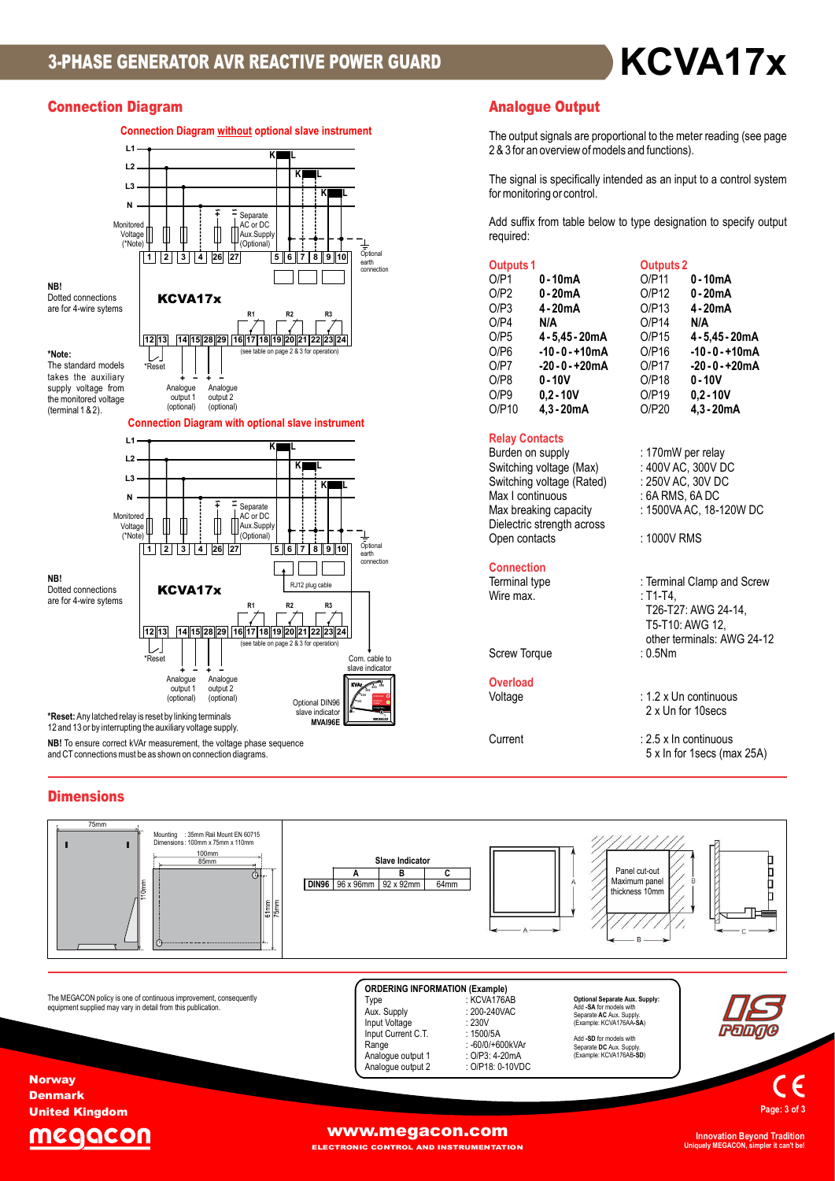# 3-PHASE GENERATOR AVR REACTIVE POWER GUARD

# KCVA17x

## Connection Diagram

**Connection Diagram without optional slave instrument**

L1
L2
L3
N
Monitored Voltage (*Note)
Separate AC or DC Aux.Supply (Optional)
Optional earth connection
1 2 3 4 26 27 5 6 7 8 9 10
KCVA17x
R1 R2 R3
12 13 14 15 28 29 16 17 18 19 20 21 22 23 24
(see table on page 2 & 3 for operation)
*Reset
Analogue output 1 (optional)
Analogue output 2 (optional)

**NB!**
Dotted connections are for 4-wire sytems

***Note:**
The standard models takes the auxiliary supply voltage from the monitored voltage (terminal 1 & 2).

**Connection Diagram with optional slave instrument**

L1
L2
L3
N
Monitored Voltage (*Note)
Separate AC or DC Aux.Supply (Optional)
Optional earth connection
1 2 3 4 26 27 5 6 7 8 9 10
RJ12 plug cable
KCVA17x
R1 R2 R3
12 13 14 15 28 29 16 17 18 19 20 21 22 23 24
(see table on page 2 & 3 for operation)
*Reset
Analogue output 1 (optional)
Analogue output 2 (optional)
Com. cable to slave indicator
Optional DIN96 slave indicator
**MVAI96E**

**NB!**
Dotted connections are for 4-wire sytems

***Reset:** Any latched relay is reset by linking terminals 12 and 13 or by interrupting the auxiliary voltage supply.

**NB!** To ensure correct kVAr measurement, the voltage phase sequence and CT connections must be as shown on connection diagrams.

## Analogue Output

The output signals are proportional to the meter reading (see page 2 & 3 for an overview of models and functions).

The signal is specifically intended as an input to a control system for monitoring or control.

Add suffix from table below to type designation to specify output required:

| Outputs 1 | | Outputs 2 | |
|---|---|---|---|
| O/P1 | **0 - 10mA** | O/P11 | **0 - 10mA** |
| O/P2 | **0 - 20mA** | O/P12 | **0 - 20mA** |
| O/P3 | **4 - 20mA** | O/P13 | **4 - 20mA** |
| O/P4 | **N/A** | O/P14 | **N/A** |
| O/P5 | **4 - 5,45 - 20mA** | O/P15 | **4 - 5,45 - 20mA** |
| O/P6 | **-10 - 0 - +10mA** | O/P16 | **-10 - 0 - +10mA** |
| O/P7 | **-20 - 0 - +20mA** | O/P17 | **-20 - 0 - +20mA** |
| O/P8 | **0 - 10V** | O/P18 | **0 - 10V** |
| O/P9 | **0,2 - 10V** | O/P19 | **0,2 - 10V** |
| O/P10 | **4,3 - 20mA** | O/P20 | **4,3 - 20mA** |

### Relay Contacts

| | |
|---|---|
| Burden on supply | : 170mW per relay |
| Switching voltage (Max) | : 400V AC, 300V DC |
| Switching voltage (Rated) | : 250V AC, 30V DC |
| Max I continuous | : 6A RMS, 6A DC |
| Max breaking capacity | : 1500VA AC, 18-120W DC |
| Dielectric strength across Open contacts | : 1000V RMS |

### Connection

| | |
|---|---|
| Terminal type | : Terminal Clamp and Screw |
| Wire max. | : T1-T4, T26-T27: AWG 24-14, T5-T10: AWG 12, other terminals: AWG 24-12 |
| Screw Torque | : 0.5Nm |

### Overload

| | |
|---|---|
| Voltage | : 1.2 x Un continuous<br>2 x Un for 10secs |
| Current | : 2.5 x In continuous<br>5 x In for 1secs (max 25A) |

## Dimensions

Mounting : 35mm Rail Mount EN 60715
Dimensions : 100mm x 75mm x 110mm

75mm
100mm
85mm
110mm
61mm
75mm

| Slave Indicator | A | B | C |
|---|---|---|---|
| DIN96 | 96 x 96mm | 92 x 92mm | 64mm |

Panel cut-out
Maximum panel thickness 10mm

The MEGACON policy is one of continuous improvement, consequently equipment supplied may vary in detail from this publication.

**ORDERING INFORMATION (Example)**

| | |
|---|---|
| Type | : KCVA176AB |
| Aux. Supply | : 200-240VAC |
| Input Voltage | : 230V |
| Input Current C.T. | : 1500/5A |
| Range | : -60/0/+600kVAr |
| Analogue output 1 | : O/P3: 4-20mA |
| Analogue output 2 | : O/P18: 0-10VDC |

**Optional Separate Aux. Supply:**
Add **-SA** for models with Separate **AC** Aux. Supply. (Example: KCVA176AA**-SA**)

Add **-SD** for models with Separate **DC** Aux. Supply. (Example: KCVA176AB**-SD**)

Norway
Denmark
United Kingdom
megacon

www.megacon.com
ELECTRONIC CONTROL AND INSTRUMENTATION

Innovation Beyond Tradition
Uniquely MEGACON, simpler it can't be!